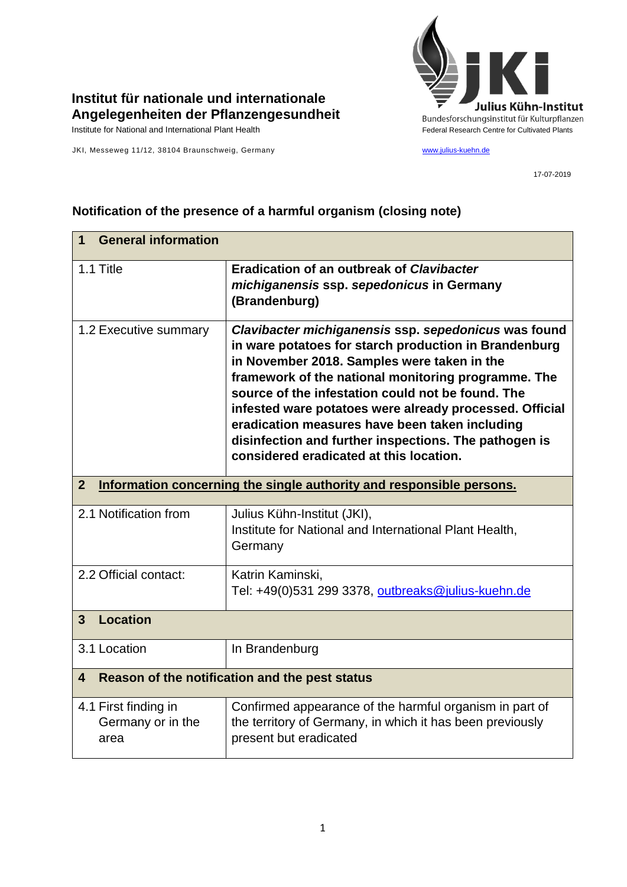**Institut für nationale und internationale Angelegenheiten der Pflanzengesundheit**

Institute for National and International Plant Health

JKI, Messeweg 11/12, 38104 Braunschweig, Germany

Julius Kühn-Institut
Bundesforschungsinstitut für Kulturpflanzen
Federal Research Centre for Cultivated Plants

www.julius-kuehn.de

17-07-2019

## Notification of the presence of a harmful organism (closing note)

| **1 General information** | |
|---|---|
| 1.1 Title | **Eradication of an outbreak of *Clavibacter michiganensis* ssp. *sepedonicus* in Germany (Brandenburg)** |
| 1.2 Executive summary | ***Clavibacter michiganensis* ssp. *sepedonicus* was found in ware potatoes for starch production in Brandenburg in November 2018. Samples were taken in the framework of the national monitoring programme. The source of the infestation could not be found. The infested ware potatoes were already processed. Official eradication measures have been taken including disinfection and further inspections. The pathogen is considered eradicated at this location.** |
| **2 Information concerning the single authority and responsible persons.** | |
| 2.1 Notification from | Julius Kühn-Institut (JKI), Institute for National and International Plant Health, Germany |
| 2.2 Official contact: | Katrin Kaminski, Tel: +49(0)531 299 3378, outbreaks@julius-kuehn.de |
| **3 Location** | |
| 3.1 Location | In Brandenburg |
| **4 Reason of the notification and the pest status** | |
| 4.1 First finding in Germany or in the area | Confirmed appearance of the harmful organism in part of the territory of Germany, in which it has been previously present but eradicated |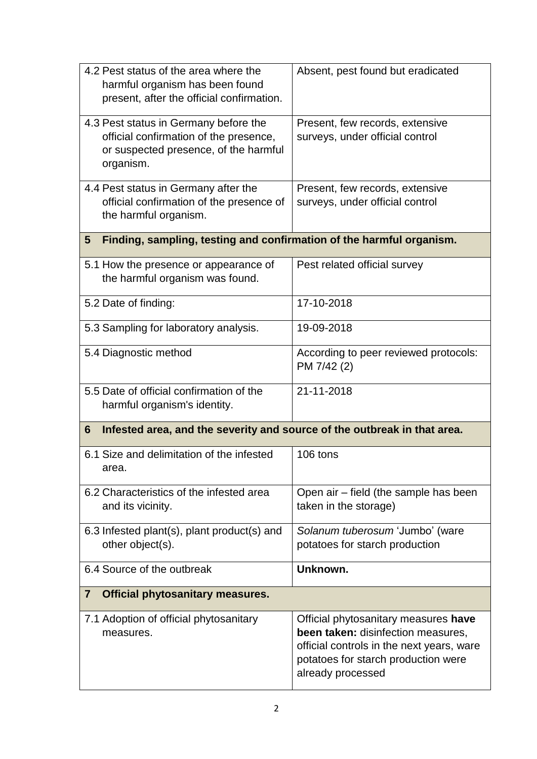| | |
|---|---|
| 4.2 Pest status of the area where the harmful organism has been found present, after the official confirmation. | Absent, pest found but eradicated |
| 4.3 Pest status in Germany before the official confirmation of the presence, or suspected presence, of the harmful organism. | Present, few records, extensive surveys, under official control |
| 4.4 Pest status in Germany after the official confirmation of the presence of the harmful organism. | Present, few records, extensive surveys, under official control |
| **5 Finding, sampling, testing and confirmation of the harmful organism.** | |
| 5.1 How the presence or appearance of the harmful organism was found. | Pest related official survey |
| 5.2 Date of finding: | 17-10-2018 |
| 5.3 Sampling for laboratory analysis. | 19-09-2018 |
| 5.4 Diagnostic method | According to peer reviewed protocols: PM 7/42 (2) |
| 5.5 Date of official confirmation of the harmful organism's identity. | 21-11-2018 |
| **6 Infested area, and the severity and source of the outbreak in that area.** | |
| 6.1 Size and delimitation of the infested area. | 106 tons |
| 6.2 Characteristics of the infested area and its vicinity. | Open air – field (the sample has been taken in the storage) |
| 6.3 Infested plant(s), plant product(s) and other object(s). | *Solanum tuberosum* 'Jumbo' (ware potatoes for starch production |
| 6.4 Source of the outbreak | **Unknown.** |
| **7 Official phytosanitary measures.** | |
| 7.1 Adoption of official phytosanitary measures. | Official phytosanitary measures **have been taken:** disinfection measures, official controls in the next years, ware potatoes for starch production were already processed |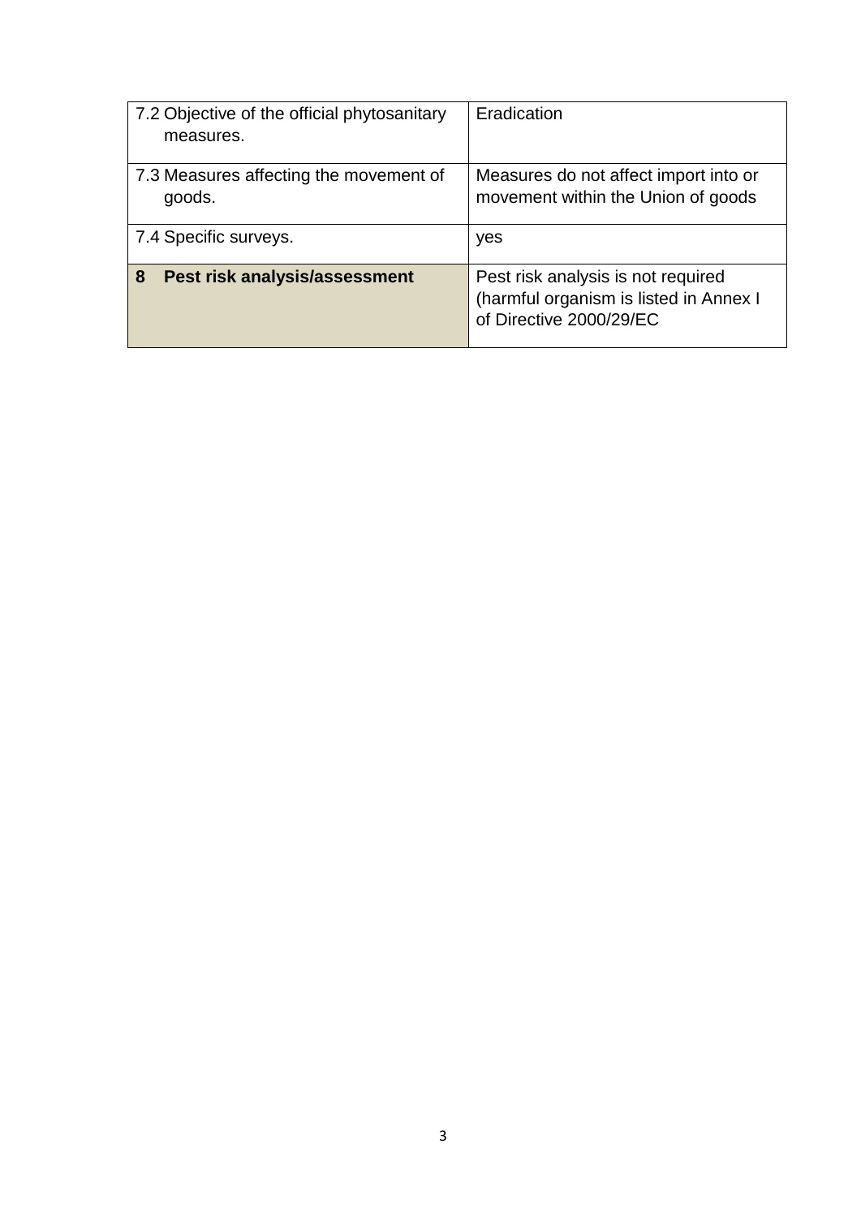| | |
|---|---|
| 7.2 Objective of the official phytosanitary measures. | Eradication |
| 7.3 Measures affecting the movement of goods. | Measures do not affect import into or movement within the Union of goods |
| 7.4 Specific surveys. | yes |
| **8 Pest risk analysis/assessment** | Pest risk analysis is not required (harmful organism is listed in Annex I of Directive 2000/29/EC |